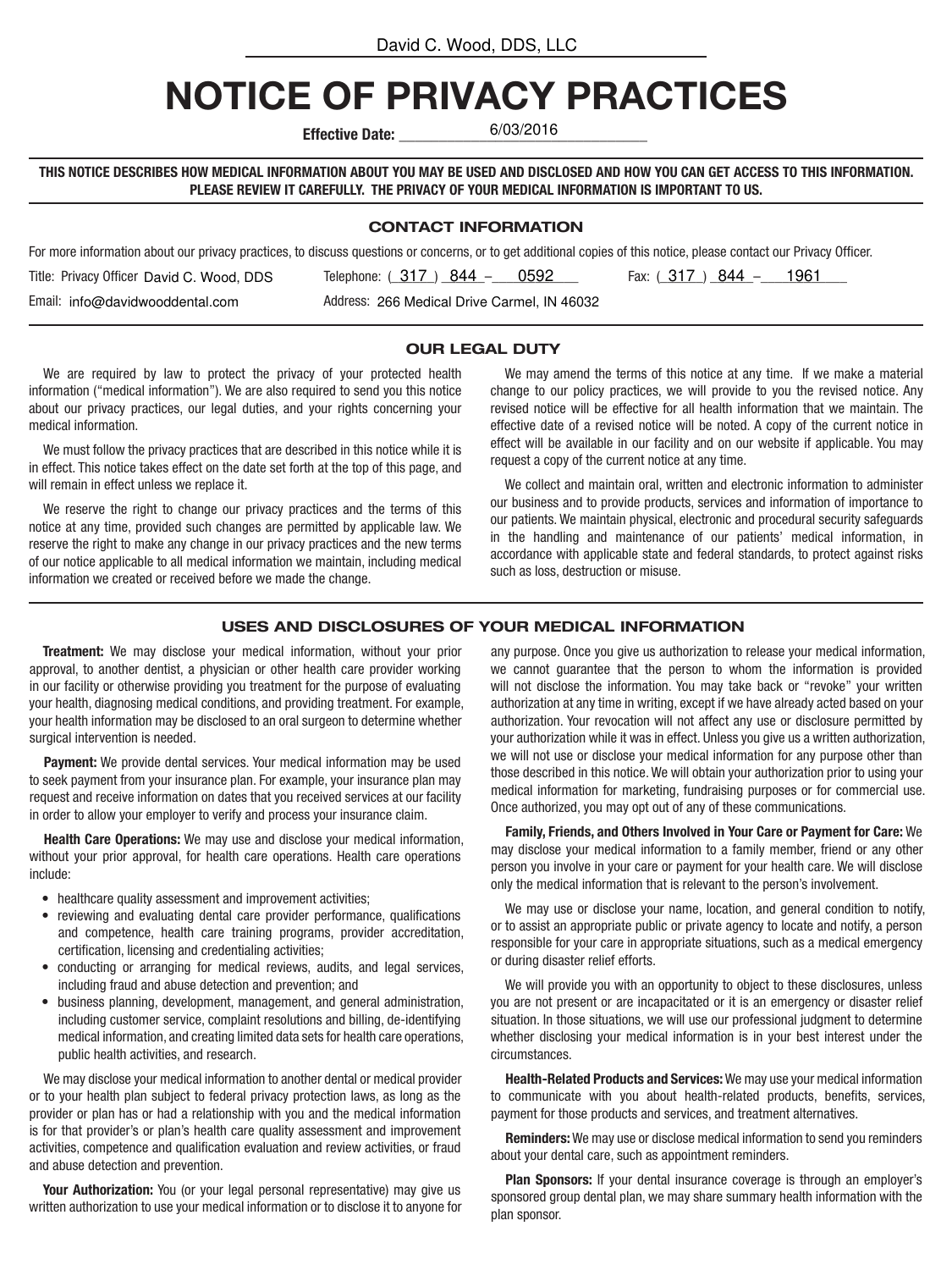David C. Wood, DDS, LLC

# NOTICE OF PRIVACY PRACTICES

**Effective Date:** 6/03/2016

**THIS NOTICE DESCRIBES HOW MEDICAL INFORMATION ABOUT YOU MAY BE USED AND DISCLOSED AND HOW YOU CAN GET ACCESS TO THIS INFORMATION. PLEASE REVIEW IT CAREFULLY. THE PRIVACY OF YOUR MEDICAL INFORMATION IS IMPORTANT TO US.**

## CONTACT INFORMATION

For more information about our privacy practices, to discuss questions or concerns, or to get additional copies of this notice, please contact our Privacy Officer.

Title: Privacy Officer David C. Wood, DDS
Telephone: (317) 844 – 0592
Fax: (317) 844 – 1961
Email: info@davidwooddental.com
Address: 266 Medical Drive Carmel, IN 46032

## OUR LEGAL DUTY

We are required by law to protect the privacy of your protected health information ("medical information"). We are also required to send you this notice about our privacy practices, our legal duties, and your rights concerning your medical information.

We must follow the privacy practices that are described in this notice while it is in effect. This notice takes effect on the date set forth at the top of this page, and will remain in effect unless we replace it.

We reserve the right to change our privacy practices and the terms of this notice at any time, provided such changes are permitted by applicable law. We reserve the right to make any change in our privacy practices and the new terms of our notice applicable to all medical information we maintain, including medical information we created or received before we made the change.

We may amend the terms of this notice at any time. If we make a material change to our policy practices, we will provide to you the revised notice. Any revised notice will be effective for all health information that we maintain. The effective date of a revised notice will be noted. A copy of the current notice in effect will be available in our facility and on our website if applicable. You may request a copy of the current notice at any time.

We collect and maintain oral, written and electronic information to administer our business and to provide products, services and information of importance to our patients. We maintain physical, electronic and procedural security safeguards in the handling and maintenance of our patients' medical information, in accordance with applicable state and federal standards, to protect against risks such as loss, destruction or misuse.

## USES AND DISCLOSURES OF YOUR MEDICAL INFORMATION

**Treatment:** We may disclose your medical information, without your prior approval, to another dentist, a physician or other health care provider working in our facility or otherwise providing you treatment for the purpose of evaluating your health, diagnosing medical conditions, and providing treatment. For example, your health information may be disclosed to an oral surgeon to determine whether surgical intervention is needed.

**Payment:** We provide dental services. Your medical information may be used to seek payment from your insurance plan. For example, your insurance plan may request and receive information on dates that you received services at our facility in order to allow your employer to verify and process your insurance claim.

**Health Care Operations:** We may use and disclose your medical information, without your prior approval, for health care operations. Health care operations include:

- healthcare quality assessment and improvement activities;
- reviewing and evaluating dental care provider performance, qualifications and competence, health care training programs, provider accreditation, certification, licensing and credentialing activities;
- conducting or arranging for medical reviews, audits, and legal services, including fraud and abuse detection and prevention; and
- business planning, development, management, and general administration, including customer service, complaint resolutions and billing, de-identifying medical information, and creating limited data sets for health care operations, public health activities, and research.

We may disclose your medical information to another dental or medical provider or to your health plan subject to federal privacy protection laws, as long as the provider or plan has or had a relationship with you and the medical information is for that provider's or plan's health care quality assessment and improvement activities, competence and qualification evaluation and review activities, or fraud and abuse detection and prevention.

**Your Authorization:** You (or your legal personal representative) may give us written authorization to use your medical information or to disclose it to anyone for any purpose. Once you give us authorization to release your medical information, we cannot guarantee that the person to whom the information is provided will not disclose the information. You may take back or "revoke" your written authorization at any time in writing, except if we have already acted based on your authorization. Your revocation will not affect any use or disclosure permitted by your authorization while it was in effect. Unless you give us a written authorization, we will not use or disclose your medical information for any purpose other than those described in this notice. We will obtain your authorization prior to using your medical information for marketing, fundraising purposes or for commercial use. Once authorized, you may opt out of any of these communications.

**Family, Friends, and Others Involved in Your Care or Payment for Care:** We may disclose your medical information to a family member, friend or any other person you involve in your care or payment for your health care. We will disclose only the medical information that is relevant to the person's involvement.

We may use or disclose your name, location, and general condition to notify, or to assist an appropriate public or private agency to locate and notify, a person responsible for your care in appropriate situations, such as a medical emergency or during disaster relief efforts.

We will provide you with an opportunity to object to these disclosures, unless you are not present or are incapacitated or it is an emergency or disaster relief situation. In those situations, we will use our professional judgment to determine whether disclosing your medical information is in your best interest under the circumstances.

**Health-Related Products and Services:** We may use your medical information to communicate with you about health-related products, benefits, services, payment for those products and services, and treatment alternatives.

**Reminders:** We may use or disclose medical information to send you reminders about your dental care, such as appointment reminders.

**Plan Sponsors:** If your dental insurance coverage is through an employer's sponsored group dental plan, we may share summary health information with the plan sponsor.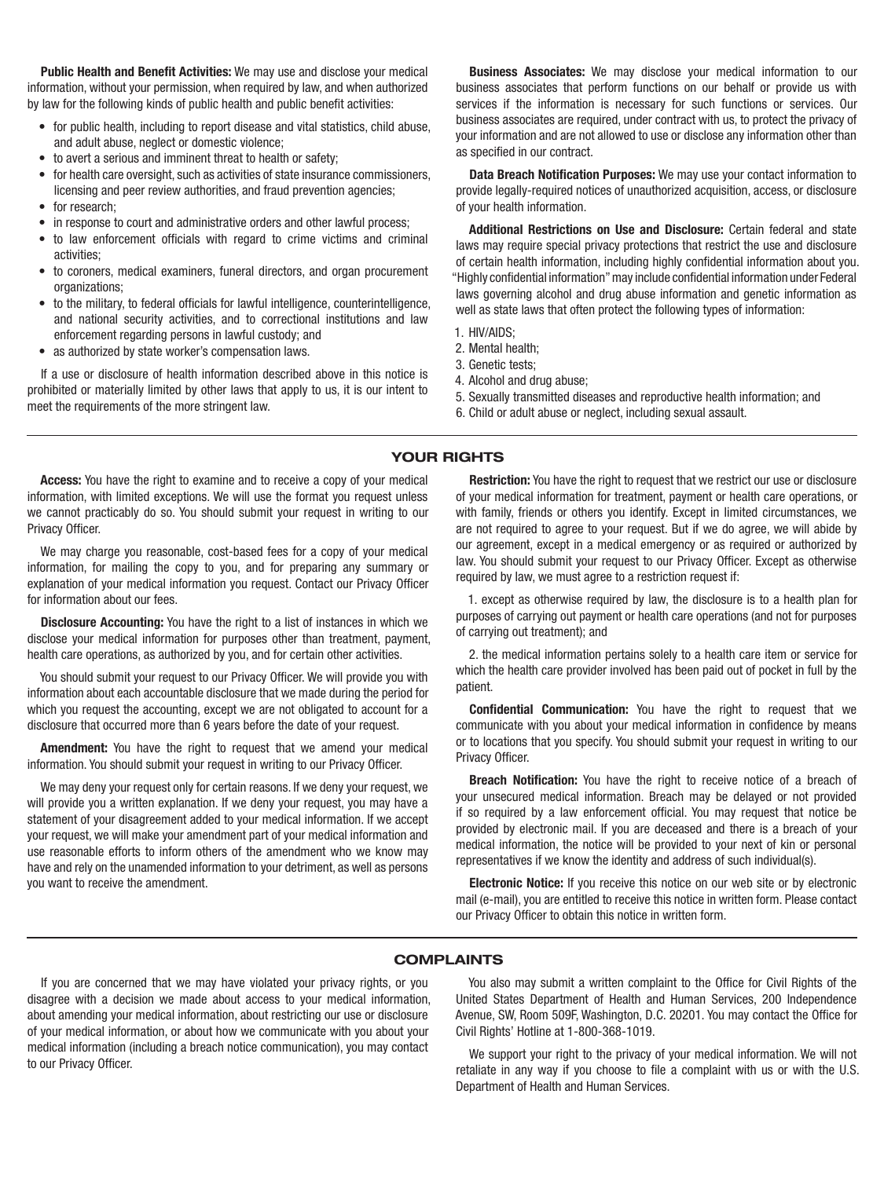**Public Health and Benefit Activities:** We may use and disclose your medical information, without your permission, when required by law, and when authorized by law for the following kinds of public health and public benefit activities:

- for public health, including to report disease and vital statistics, child abuse, and adult abuse, neglect or domestic violence;
- to avert a serious and imminent threat to health or safety;
- for health care oversight, such as activities of state insurance commissioners, licensing and peer review authorities, and fraud prevention agencies;
- for research;
- in response to court and administrative orders and other lawful process;
- to law enforcement officials with regard to crime victims and criminal activities;
- to coroners, medical examiners, funeral directors, and organ procurement organizations;
- to the military, to federal officials for lawful intelligence, counterintelligence, and national security activities, and to correctional institutions and law enforcement regarding persons in lawful custody; and
- as authorized by state worker's compensation laws.

If a use or disclosure of health information described above in this notice is prohibited or materially limited by other laws that apply to us, it is our intent to meet the requirements of the more stringent law.

**Business Associates:** We may disclose your medical information to our business associates that perform functions on our behalf or provide us with services if the information is necessary for such functions or services. Our business associates are required, under contract with us, to protect the privacy of your information and are not allowed to use or disclose any information other than as specified in our contract.

**Data Breach Notification Purposes:** We may use your contact information to provide legally-required notices of unauthorized acquisition, access, or disclosure of your health information.

**Additional Restrictions on Use and Disclosure:** Certain federal and state laws may require special privacy protections that restrict the use and disclosure of certain health information, including highly confidential information about you. "Highly confidential information" may include confidential information under Federal laws governing alcohol and drug abuse information and genetic information as well as state laws that often protect the following types of information:

1. HIV/AIDS;
2. Mental health;
3. Genetic tests;
4. Alcohol and drug abuse;
5. Sexually transmitted diseases and reproductive health information; and
6. Child or adult abuse or neglect, including sexual assault.

## YOUR RIGHTS

**Access:** You have the right to examine and to receive a copy of your medical information, with limited exceptions. We will use the format you request unless we cannot practicably do so. You should submit your request in writing to our Privacy Officer.

We may charge you reasonable, cost-based fees for a copy of your medical information, for mailing the copy to you, and for preparing any summary or explanation of your medical information you request. Contact our Privacy Officer for information about our fees.

**Disclosure Accounting:** You have the right to a list of instances in which we disclose your medical information for purposes other than treatment, payment, health care operations, as authorized by you, and for certain other activities.

You should submit your request to our Privacy Officer. We will provide you with information about each accountable disclosure that we made during the period for which you request the accounting, except we are not obligated to account for a disclosure that occurred more than 6 years before the date of your request.

**Amendment:** You have the right to request that we amend your medical information. You should submit your request in writing to our Privacy Officer.

We may deny your request only for certain reasons. If we deny your request, we will provide you a written explanation. If we deny your request, you may have a statement of your disagreement added to your medical information. If we accept your request, we will make your amendment part of your medical information and use reasonable efforts to inform others of the amendment who we know may have and rely on the unamended information to your detriment, as well as persons you want to receive the amendment.

**Restriction:** You have the right to request that we restrict our use or disclosure of your medical information for treatment, payment or health care operations, or with family, friends or others you identify. Except in limited circumstances, we are not required to agree to your request. But if we do agree, we will abide by our agreement, except in a medical emergency or as required or authorized by law. You should submit your request to our Privacy Officer. Except as otherwise required by law, we must agree to a restriction request if:

1. except as otherwise required by law, the disclosure is to a health plan for purposes of carrying out payment or health care operations (and not for purposes of carrying out treatment); and

2. the medical information pertains solely to a health care item or service for which the health care provider involved has been paid out of pocket in full by the patient.

**Confidential Communication:** You have the right to request that we communicate with you about your medical information in confidence by means or to locations that you specify. You should submit your request in writing to our Privacy Officer.

**Breach Notification:** You have the right to receive notice of a breach of your unsecured medical information. Breach may be delayed or not provided if so required by a law enforcement official. You may request that notice be provided by electronic mail. If you are deceased and there is a breach of your medical information, the notice will be provided to your next of kin or personal representatives if we know the identity and address of such individual(s).

**Electronic Notice:** If you receive this notice on our web site or by electronic mail (e-mail), you are entitled to receive this notice in written form. Please contact our Privacy Officer to obtain this notice in written form.

## COMPLAINTS

If you are concerned that we may have violated your privacy rights, or you disagree with a decision we made about access to your medical information, about amending your medical information, about restricting our use or disclosure of your medical information, or about how we communicate with you about your medical information (including a breach notice communication), you may contact to our Privacy Officer.

You also may submit a written complaint to the Office for Civil Rights of the United States Department of Health and Human Services, 200 Independence Avenue, SW, Room 509F, Washington, D.C. 20201. You may contact the Office for Civil Rights' Hotline at 1-800-368-1019.

We support your right to the privacy of your medical information. We will not retaliate in any way if you choose to file a complaint with us or with the U.S. Department of Health and Human Services.